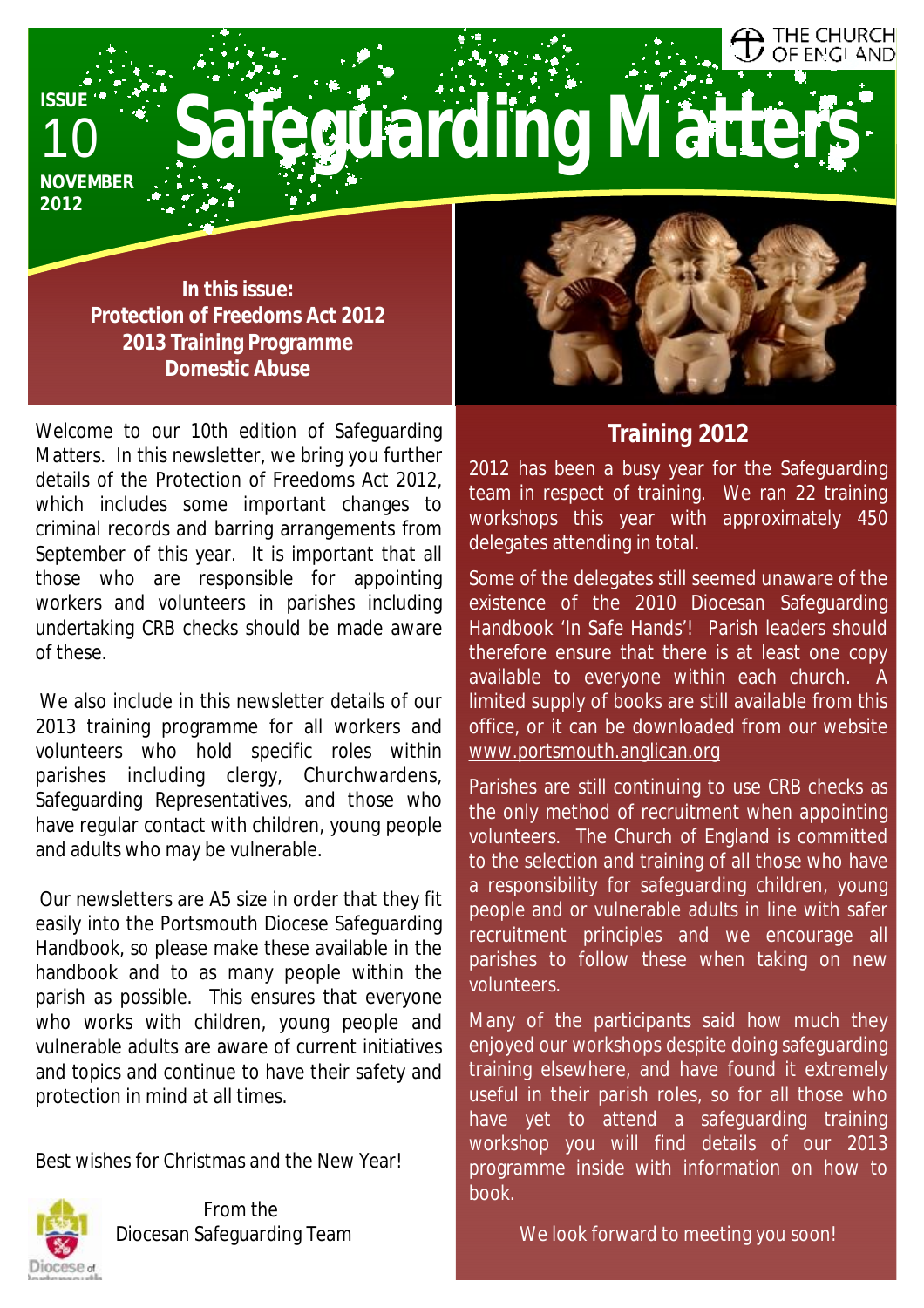THE CHURCH OF ENGLAND

**ISSUE** 10 **NOVEMBER 2012**

# Safeguarding Matters

**In this issue:**
**Protection of Freedoms Act 2012**
**2013 Training Programme**
**Domestic Abuse**

Welcome to our 10th edition of Safeguarding Matters. In this newsletter, we bring you further details of the Protection of Freedoms Act 2012, which includes some important changes to criminal records and barring arrangements from September of this year. It is important that all those who are responsible for appointing workers and volunteers in parishes including undertaking CRB checks should be made aware of these.

We also include in this newsletter details of our 2013 training programme for all workers and volunteers who hold specific roles within parishes including clergy, Churchwardens, Safeguarding Representatives, and those who have regular contact with children, young people and adults who may be vulnerable.

Our newsletters are A5 size in order that they fit easily into the Portsmouth Diocese Safeguarding Handbook, so please make these available in the handbook and to as many people within the parish as possible. This ensures that everyone who works with children, young people and vulnerable adults are aware of current initiatives and topics and continue to have their safety and protection in mind at all times.

Best wishes for Christmas and the New Year!

From the
Diocesan Safeguarding Team

## Training 2012

2012 has been a busy year for the Safeguarding team in respect of training. We ran 22 training workshops this year with approximately 450 delegates attending in total.

Some of the delegates still seemed unaware of the existence of the 2010 Diocesan Safeguarding Handbook 'In Safe Hands'! Parish leaders should therefore ensure that there is at least one copy available to everyone within each church. A limited supply of books are still available from this office, or it can be downloaded from our website www.portsmouth.anglican.org

Parishes are still continuing to use CRB checks as the only method of recruitment when appointing volunteers. The Church of England is committed to the selection and training of all those who have a responsibility for safeguarding children, young people and or vulnerable adults in line with safer recruitment principles and we encourage all parishes to follow these when taking on new volunteers.

Many of the participants said how much they enjoyed our workshops despite doing safeguarding training elsewhere, and have found it extremely useful in their parish roles, so for all those who have yet to attend a safeguarding training workshop you will find details of our 2013 programme inside with information on how to book.

We look forward to meeting you soon!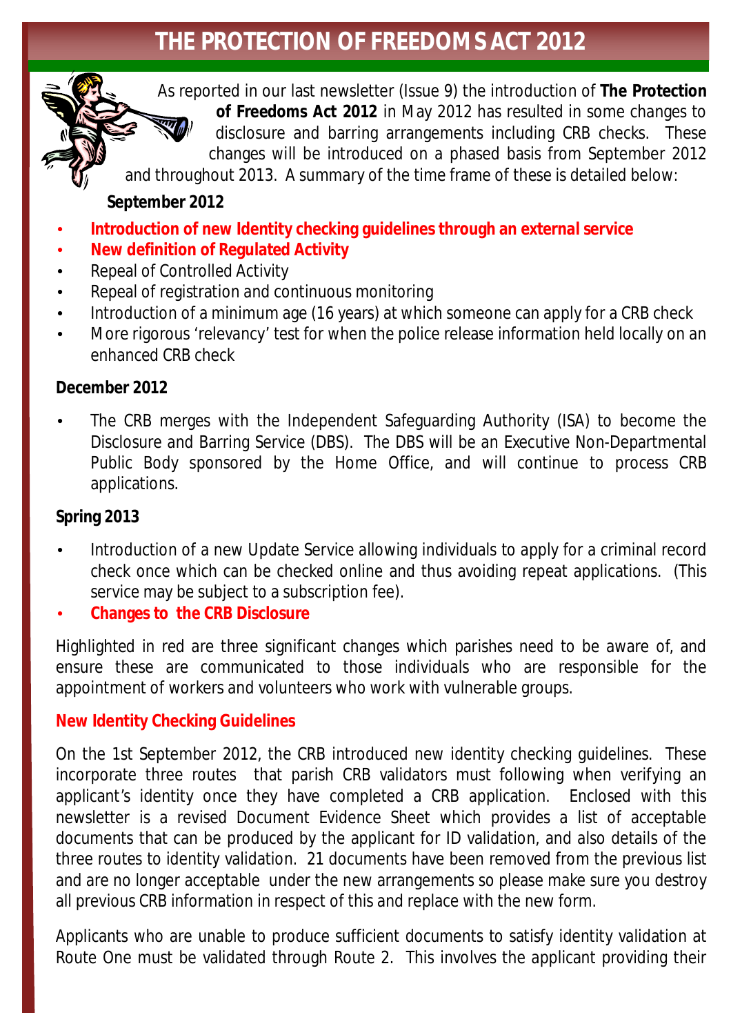# THE PROTECTION OF FREEDOMS ACT 2012

As reported in our last newsletter (Issue 9) the introduction of **The Protection of Freedoms Act 2012** in May 2012 has resulted in some changes to disclosure and barring arrangements including CRB checks. These changes will be introduced on a phased basis from September 2012 and throughout 2013. A summary of the time frame of these is detailed below:

**September 2012**

- **Introduction of new Identity checking guidelines through an external service**
- **New definition of Regulated Activity**
- Repeal of Controlled Activity
- Repeal of registration and continuous monitoring
- Introduction of a minimum age (16 years) at which someone can apply for a CRB check
- More rigorous 'relevancy' test for when the police release information held locally on an enhanced CRB check

**December 2012**

- The CRB merges with the Independent Safeguarding Authority (ISA) to become the Disclosure and Barring Service (DBS). The DBS will be an Executive Non-Departmental Public Body sponsored by the Home Office, and will continue to process CRB applications.

**Spring 2013**

- Introduction of a new Update Service allowing individuals to apply for a criminal record check once which can be checked online and thus avoiding repeat applications. (This service may be subject to a subscription fee).
- **Changes to the CRB Disclosure**

Highlighted in red are three significant changes which parishes need to be aware of, and ensure these are communicated to those individuals who are responsible for the appointment of workers and volunteers who work with vulnerable groups.

**New Identity Checking Guidelines**

On the 1st September 2012, the CRB introduced new identity checking guidelines. These incorporate three routes that parish CRB validators must following when verifying an applicant's identity once they have completed a CRB application. Enclosed with this newsletter is a revised Document Evidence Sheet which provides a list of acceptable documents that can be produced by the applicant for ID validation, and also details of the three routes to identity validation. 21 documents have been removed from the previous list and are no longer acceptable under the new arrangements so please make sure you destroy all previous CRB information in respect of this and replace with the new form.

Applicants who are unable to produce sufficient documents to satisfy identity validation at Route One must be validated through Route 2. This involves the applicant providing their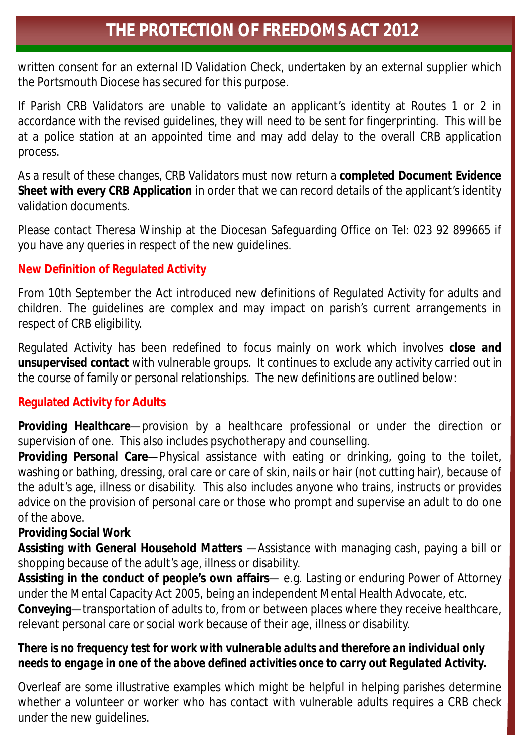written consent for an external ID Validation Check, undertaken by an external supplier which the Portsmouth Diocese has secured for this purpose.

If Parish CRB Validators are unable to validate an applicant's identity at Routes 1 or 2 in accordance with the revised guidelines, they will need to be sent for fingerprinting. This will be at a police station at an appointed time and may add delay to the overall CRB application process.

As a result of these changes, CRB Validators must now return a **completed Document Evidence Sheet with every CRB Application** in order that we can record details of the applicant's identity validation documents.

Please contact Theresa Winship at the Diocesan Safeguarding Office on Tel: 023 92 899665 if you have any queries in respect of the new guidelines.

## New Definition of Regulated Activity

From 10th September the Act introduced new definitions of Regulated Activity for adults and children. The guidelines are complex and may impact on parish's current arrangements in respect of CRB eligibility.

Regulated Activity has been redefined to focus mainly on work which involves **close and unsupervised contact** with vulnerable groups. It continues to exclude any activity carried out in the course of family or personal relationships. The new definitions are outlined below:

## Regulated Activity for Adults

**Providing Healthcare**—provision by a healthcare professional or under the direction or supervision of one. This also includes psychotherapy and counselling.
**Providing Personal Care**—Physical assistance with eating or drinking, going to the toilet, washing or bathing, dressing, oral care or care of skin, nails or hair (not cutting hair), because of the adult's age, illness or disability. This also includes anyone who trains, instructs or provides advice on the provision of personal care or those who prompt and supervise an adult to do one of the above.
**Providing Social Work**
**Assisting with General Household Matters** —Assistance with managing cash, paying a bill or shopping because of the adult's age, illness or disability.
**Assisting in the conduct of people's own affairs**— e.g. Lasting or enduring Power of Attorney under the Mental Capacity Act 2005, being an independent Mental Health Advocate, etc.
**Conveying**—transportation of adults to, from or between places where they receive healthcare, relevant personal care or social work because of their age, illness or disability.

***There is no frequency test for work with vulnerable adults and therefore an individual only needs to engage in one of the above defined activities once to carry out Regulated Activity.***

Overleaf are some illustrative examples which might be helpful in helping parishes determine whether a volunteer or worker who has contact with vulnerable adults requires a CRB check under the new guidelines.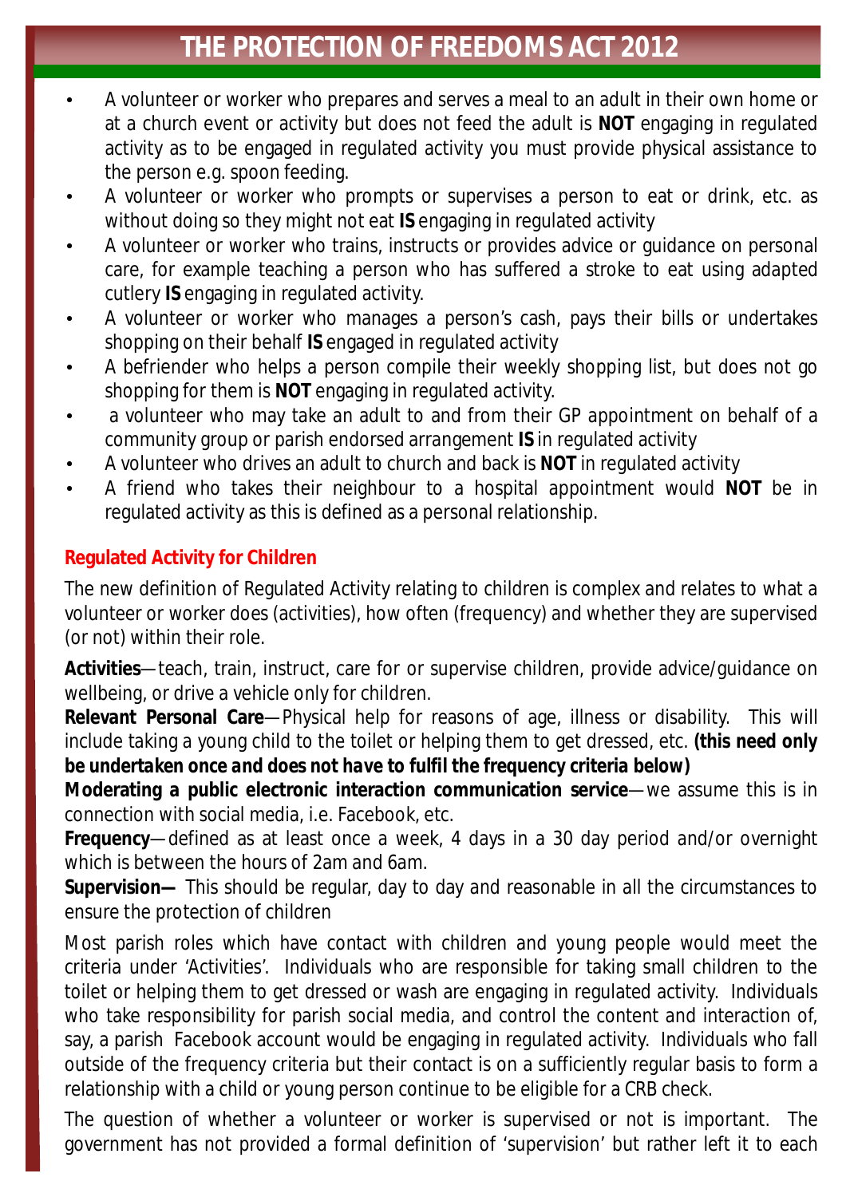# THE PROTECTION OF FREEDOMS ACT 2012

- A volunteer or worker who prepares and serves a meal to an adult in their own home or at a church event or activity but does not feed the adult is **NOT** engaging in regulated activity as to be engaged in regulated activity you must provide physical assistance to the person e.g. spoon feeding.
- A volunteer or worker who prompts or supervises a person to eat or drink, etc. as without doing so they might not eat **IS** engaging in regulated activity
- A volunteer or worker who trains, instructs or provides advice or guidance on personal care, for example teaching a person who has suffered a stroke to eat using adapted cutlery **IS** engaging in regulated activity.
- A volunteer or worker who manages a person's cash, pays their bills or undertakes shopping on their behalf **IS** engaged in regulated activity
- A befriender who helps a person compile their weekly shopping list, but does not go shopping for them is **NOT** engaging in regulated activity.
- a volunteer who may take an adult to and from their GP appointment on behalf of a community group or parish endorsed arrangement **IS** in regulated activity
- A volunteer who drives an adult to church and back is **NOT** in regulated activity
- A friend who takes their neighbour to a hospital appointment would **NOT** be in regulated activity as this is defined as a personal relationship.

## Regulated Activity for Children

The new definition of Regulated Activity relating to children is complex and relates to what a volunteer or worker does (activities), how often (frequency) and whether they are supervised (or not) within their role.

**Activities**—teach, train, instruct, care for or supervise children, provide advice/guidance on wellbeing, or drive a vehicle only for children.

**Relevant Personal Care**—Physical help for reasons of age, illness or disability. This will include taking a young child to the toilet or helping them to get dressed, etc. ***(this need only be undertaken once and does not have to fulfil the frequency criteria below)***

**Moderating a public electronic interaction communication service**—we assume this is in connection with social media, i.e. Facebook, etc.

**Frequency**—defined as at least once a week, 4 days in a 30 day period and/or overnight which is between the hours of 2am and 6am.

**Supervision—** This should be regular, day to day and reasonable in all the circumstances to ensure the protection of children

Most parish roles which have contact with children and young people would meet the criteria under 'Activities'. Individuals who are responsible for taking small children to the toilet or helping them to get dressed or wash are engaging in regulated activity. Individuals who take responsibility for parish social media, and control the content and interaction of, say, a parish Facebook account would be engaging in regulated activity. Individuals who fall outside of the frequency criteria but their contact is on a sufficiently regular basis to form a relationship with a child or young person continue to be eligible for a CRB check.

The question of whether a volunteer or worker is supervised or not is important. The government has not provided a formal definition of 'supervision' but rather left it to each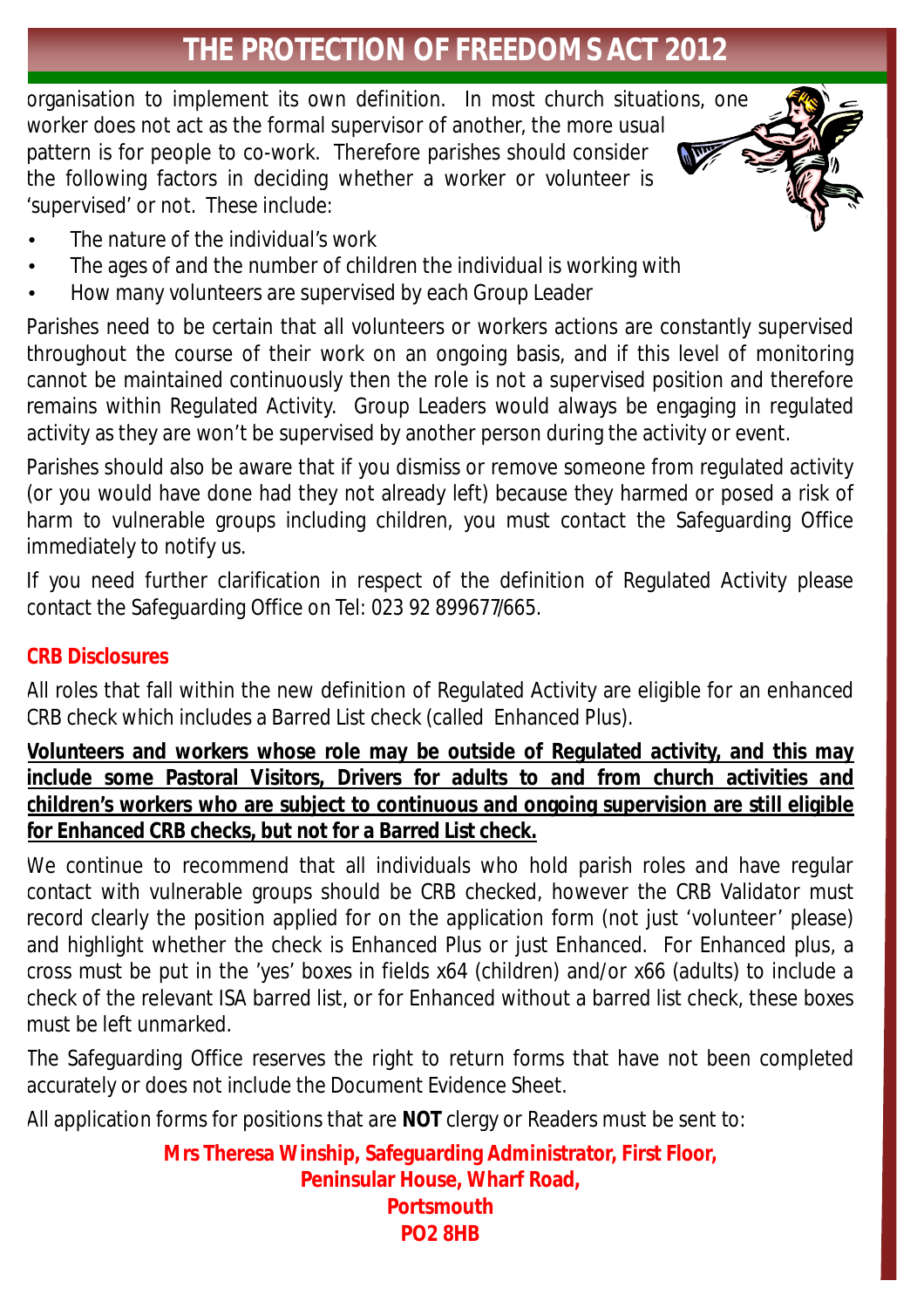# THE PROTECTION OF FREEDOMS ACT 2012

organisation to implement its own definition. In most church situations, one worker does not act as the formal supervisor of another, the more usual pattern is for people to co-work. Therefore parishes should consider the following factors in deciding whether a worker or volunteer is 'supervised' or not. These include:

- The nature of the individual's work
- The ages of and the number of children the individual is working with
- How many volunteers are supervised by each Group Leader

Parishes need to be certain that all volunteers or workers actions are constantly supervised throughout the course of their work on an ongoing basis, and if this level of monitoring cannot be maintained continuously then the role is not a supervised position and therefore remains within Regulated Activity. Group Leaders would always be engaging in regulated activity as they are won't be supervised by another person during the activity or event.

Parishes should also be aware that if you dismiss or remove someone from regulated activity (or you would have done had they not already left) because they harmed or posed a risk of harm to vulnerable groups including children, you must contact the Safeguarding Office immediately to notify us.

If you need further clarification in respect of the definition of Regulated Activity please contact the Safeguarding Office on Tel: 023 92 899677/665.

## CRB Disclosures

All roles that fall within the new definition of Regulated Activity are eligible for an enhanced CRB check which includes a Barred List check (called Enhanced Plus).

**Volunteers and workers whose role may be outside of Regulated activity, and this may include some Pastoral Visitors, Drivers for adults to and from church activities and children's workers who are subject to continuous and ongoing supervision are still eligible for Enhanced CRB checks, but not for a Barred List check.**

We continue to recommend that all individuals who hold parish roles and have regular contact with vulnerable groups should be CRB checked, however the CRB Validator must record clearly the position applied for on the application form (not just 'volunteer' please) and highlight whether the check is Enhanced Plus or just Enhanced. For Enhanced plus, a cross must be put in the 'yes' boxes in fields x64 (children) and/or x66 (adults) to include a check of the relevant ISA barred list, or for Enhanced without a barred list check, these boxes must be left unmarked.

The Safeguarding Office reserves the right to return forms that have not been completed accurately or does not include the Document Evidence Sheet.

All application forms for positions that are **NOT** clergy or Readers must be sent to:

**Mrs Theresa Winship, Safeguarding Administrator, First Floor,
Peninsular House, Wharf Road,
Portsmouth
PO2 8HB**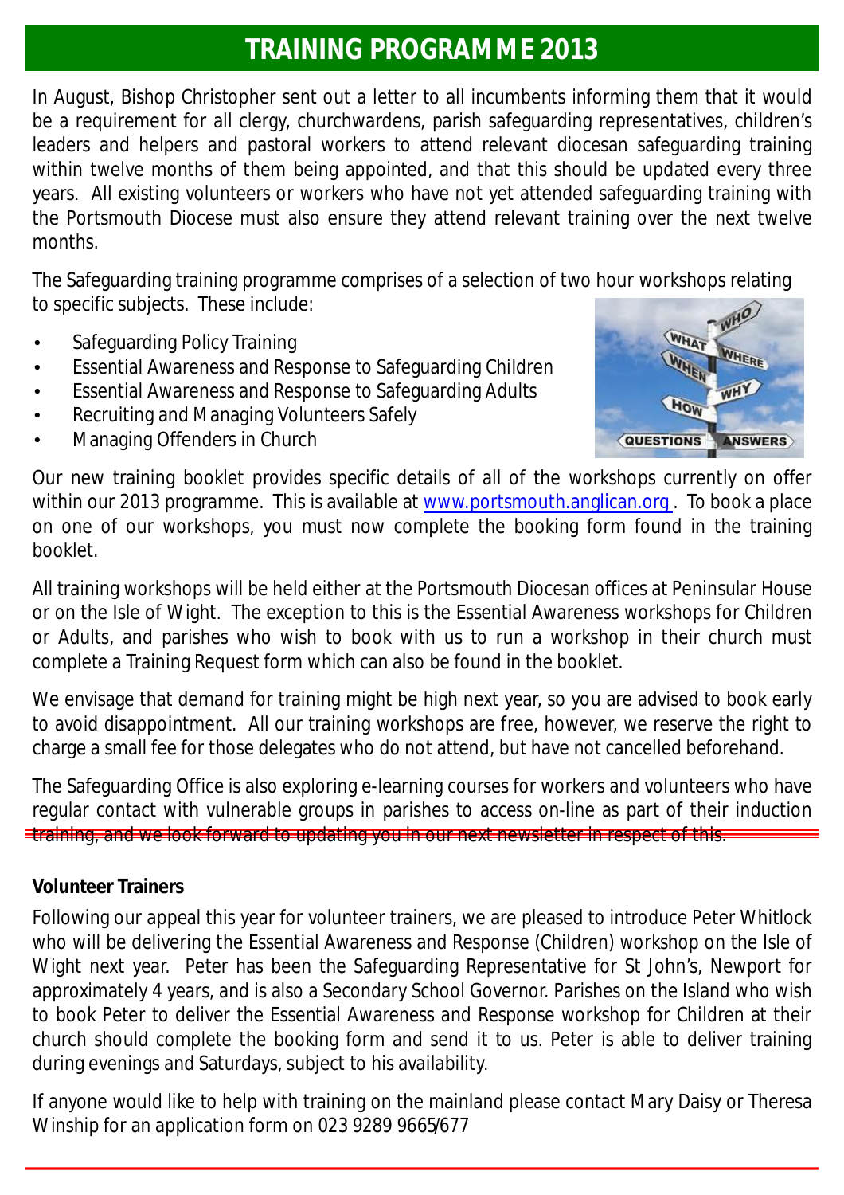# TRAINING PROGRAMME 2013

In August, Bishop Christopher sent out a letter to all incumbents informing them that it would be a requirement for all clergy, churchwardens, parish safeguarding representatives, children's leaders and helpers and pastoral workers to attend relevant diocesan safeguarding training within twelve months of them being appointed, and that this should be updated every three years. All existing volunteers or workers who have not yet attended safeguarding training with the Portsmouth Diocese must also ensure they attend relevant training over the next twelve months.

The Safeguarding training programme comprises of a selection of two hour workshops relating to specific subjects. These include:

- Safeguarding Policy Training
- Essential Awareness and Response to Safeguarding Children
- Essential Awareness and Response to Safeguarding Adults
- Recruiting and Managing Volunteers Safely
- Managing Offenders in Church

Our new training booklet provides specific details of all of the workshops currently on offer within our 2013 programme. This is available at www.portsmouth.anglican.org. To book a place on one of our workshops, you must now complete the booking form found in the training booklet.

All training workshops will be held either at the Portsmouth Diocesan offices at Peninsular House or on the Isle of Wight. The exception to this is the Essential Awareness workshops for Children or Adults, and parishes who wish to book with us to run a workshop in their church must complete a Training Request form which can also be found in the booklet.

We envisage that demand for training might be high next year, so you are advised to book early to avoid disappointment. All our training workshops are free, however, we reserve the right to charge a small fee for those delegates who do not attend, but have not cancelled beforehand.

The Safeguarding Office is also exploring e-learning courses for workers and volunteers who have regular contact with vulnerable groups in parishes to access on-line as part of their induction training, and we look forward to updating you in our next newsletter in respect of this.

**Volunteer Trainers**

Following our appeal this year for volunteer trainers, we are pleased to introduce Peter Whitlock who will be delivering the Essential Awareness and Response (Children) workshop on the Isle of Wight next year. Peter has been the Safeguarding Representative for St John's, Newport for approximately 4 years, and is also a Secondary School Governor. Parishes on the Island who wish to book Peter to deliver the Essential Awareness and Response workshop for Children at their church should complete the booking form and send it to us. Peter is able to deliver training during evenings and Saturdays, subject to his availability.

If anyone would like to help with training on the mainland please contact Mary Daisy or Theresa Winship for an application form on 023 9289 9665/677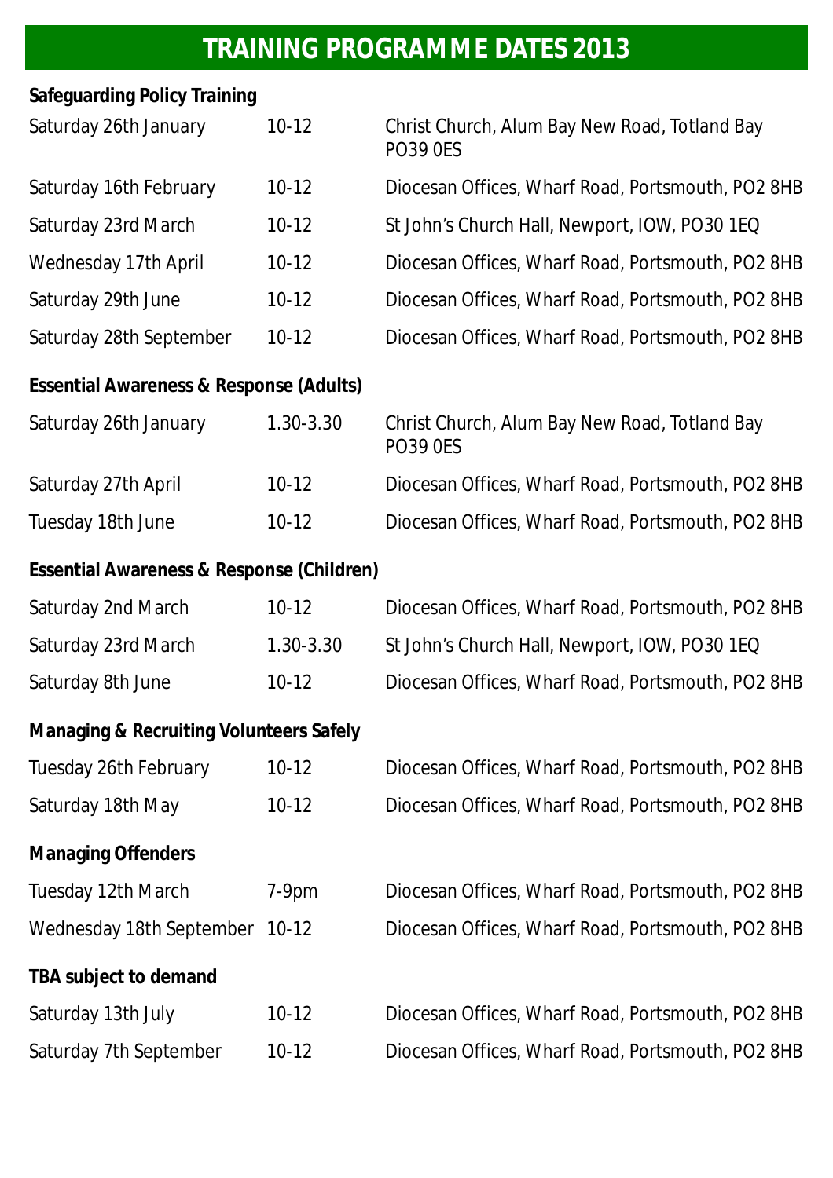# TRAINING PROGRAMME DATES 2013

**Safeguarding Policy Training**

| | | |
|---|---|---|
| Saturday 26th January | 10-12 | Christ Church, Alum Bay New Road, Totland Bay PO39 0ES |
| Saturday 16th February | 10-12 | Diocesan Offices, Wharf Road, Portsmouth, PO2 8HB |
| Saturday 23rd March | 10-12 | St John's Church Hall, Newport, IOW, PO30 1EQ |
| Wednesday 17th April | 10-12 | Diocesan Offices, Wharf Road, Portsmouth, PO2 8HB |
| Saturday 29th June | 10-12 | Diocesan Offices, Wharf Road, Portsmouth, PO2 8HB |
| Saturday 28th September | 10-12 | Diocesan Offices, Wharf Road, Portsmouth, PO2 8HB |

**Essential Awareness & Response (Adults)**

| | | |
|---|---|---|
| Saturday 26th January | 1.30-3.30 | Christ Church, Alum Bay New Road, Totland Bay PO39 0ES |
| Saturday 27th April | 10-12 | Diocesan Offices, Wharf Road, Portsmouth, PO2 8HB |
| Tuesday 18th June | 10-12 | Diocesan Offices, Wharf Road, Portsmouth, PO2 8HB |

**Essential Awareness & Response (Children)**

| | | |
|---|---|---|
| Saturday 2nd March | 10-12 | Diocesan Offices, Wharf Road, Portsmouth, PO2 8HB |
| Saturday 23rd March | 1.30-3.30 | St John's Church Hall, Newport, IOW, PO30 1EQ |
| Saturday 8th June | 10-12 | Diocesan Offices, Wharf Road, Portsmouth, PO2 8HB |

**Managing & Recruiting Volunteers Safely**

| | | |
|---|---|---|
| Tuesday 26th February | 10-12 | Diocesan Offices, Wharf Road, Portsmouth, PO2 8HB |
| Saturday 18th May | 10-12 | Diocesan Offices, Wharf Road, Portsmouth, PO2 8HB |

**Managing Offenders**

| | | |
|---|---|---|
| Tuesday 12th March | 7-9pm | Diocesan Offices, Wharf Road, Portsmouth, PO2 8HB |
| Wednesday 18th September | 10-12 | Diocesan Offices, Wharf Road, Portsmouth, PO2 8HB |

**TBA subject to demand**

| | | |
|---|---|---|
| Saturday 13th July | 10-12 | Diocesan Offices, Wharf Road, Portsmouth, PO2 8HB |
| Saturday 7th September | 10-12 | Diocesan Offices, Wharf Road, Portsmouth, PO2 8HB |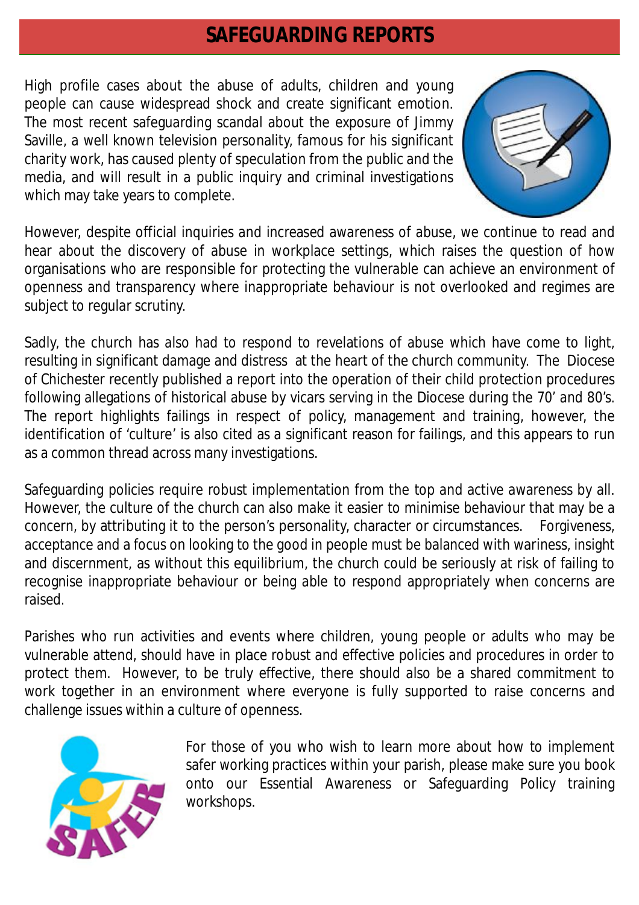# SAFEGUARDING REPORTS

High profile cases about the abuse of adults, children and young people can cause widespread shock and create significant emotion. The most recent safeguarding scandal about the exposure of Jimmy Saville, a well known television personality, famous for his significant charity work, has caused plenty of speculation from the public and the media, and will result in a public inquiry and criminal investigations which may take years to complete.

However, despite official inquiries and increased awareness of abuse, we continue to read and hear about the discovery of abuse in workplace settings, which raises the question of how organisations who are responsible for protecting the vulnerable can achieve an environment of openness and transparency where inappropriate behaviour is not overlooked and regimes are subject to regular scrutiny.

Sadly, the church has also had to respond to revelations of abuse which have come to light, resulting in significant damage and distress at the heart of the church community. The Diocese of Chichester recently published a report into the operation of their child protection procedures following allegations of historical abuse by vicars serving in the Diocese during the 70' and 80's. The report highlights failings in respect of policy, management and training, however, the identification of 'culture' is also cited as a significant reason for failings, and this appears to run as a common thread across many investigations.

Safeguarding policies require robust implementation from the top and active awareness by all. However, the culture of the church can also make it easier to minimise behaviour that may be a concern, by attributing it to the person's personality, character or circumstances. Forgiveness, acceptance and a focus on looking to the good in people must be balanced with wariness, insight and discernment, as without this equilibrium, the church could be seriously at risk of failing to recognise inappropriate behaviour or being able to respond appropriately when concerns are raised.

Parishes who run activities and events where children, young people or adults who may be vulnerable attend, should have in place robust and effective policies and procedures in order to protect them. However, to be truly effective, there should also be a shared commitment to work together in an environment where everyone is fully supported to raise concerns and challenge issues within a culture of openness.

For those of you who wish to learn more about how to implement safer working practices within your parish, please make sure you book onto our Essential Awareness or Safeguarding Policy training workshops.